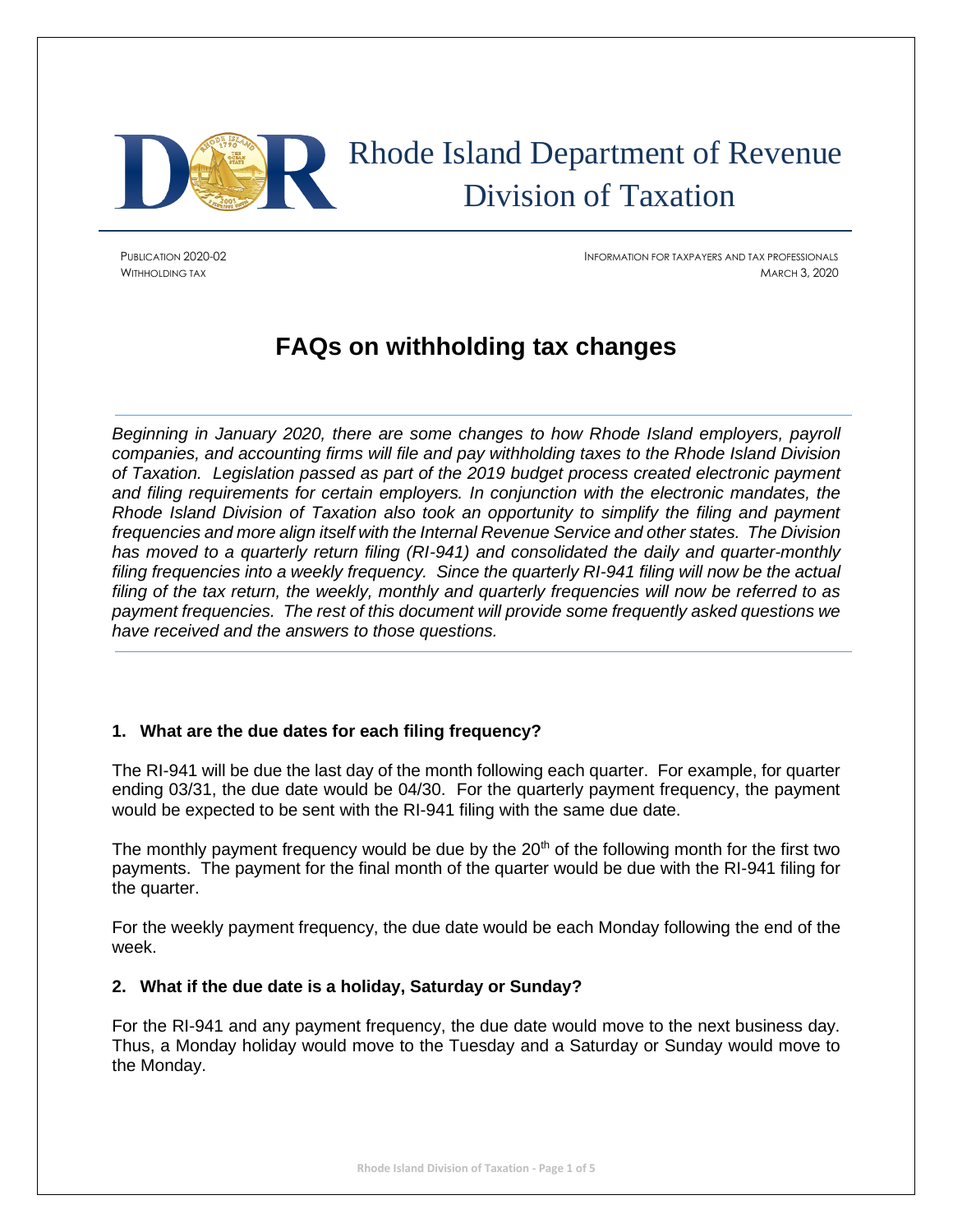# Rhode Island Department of Revenue
## Division of Taxation

PUBLICATION 2020-02
WITHHOLDING TAX

INFORMATION FOR TAXPAYERS AND TAX PROFESSIONALS
MARCH 3, 2020

# FAQs on withholding tax changes

*Beginning in January 2020, there are some changes to how Rhode Island employers, payroll companies, and accounting firms will file and pay withholding taxes to the Rhode Island Division of Taxation. Legislation passed as part of the 2019 budget process created electronic payment and filing requirements for certain employers. In conjunction with the electronic mandates, the Rhode Island Division of Taxation also took an opportunity to simplify the filing and payment frequencies and more align itself with the Internal Revenue Service and other states. The Division has moved to a quarterly return filing (RI-941) and consolidated the daily and quarter-monthly filing frequencies into a weekly frequency. Since the quarterly RI-941 filing will now be the actual filing of the tax return, the weekly, monthly and quarterly frequencies will now be referred to as payment frequencies. The rest of this document will provide some frequently asked questions we have received and the answers to those questions.*

**1. What are the due dates for each filing frequency?**

The RI-941 will be due the last day of the month following each quarter. For example, for quarter ending 03/31, the due date would be 04/30. For the quarterly payment frequency, the payment would be expected to be sent with the RI-941 filing with the same due date.

The monthly payment frequency would be due by the 20th of the following month for the first two payments. The payment for the final month of the quarter would be due with the RI-941 filing for the quarter.

For the weekly payment frequency, the due date would be each Monday following the end of the week.

**2. What if the due date is a holiday, Saturday or Sunday?**

For the RI-941 and any payment frequency, the due date would move to the next business day. Thus, a Monday holiday would move to the Tuesday and a Saturday or Sunday would move to the Monday.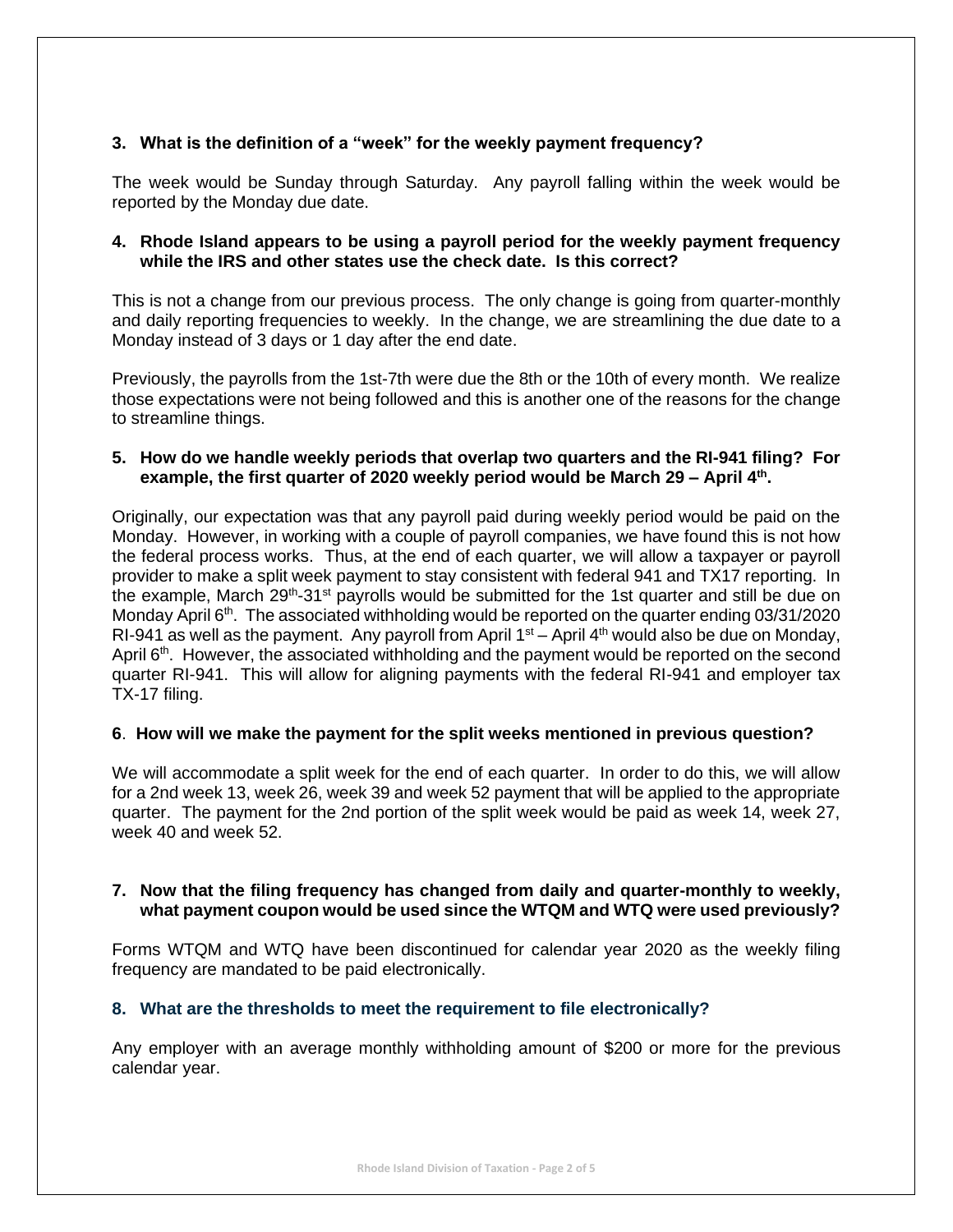**3. What is the definition of a "week" for the weekly payment frequency?**

The week would be Sunday through Saturday. Any payroll falling within the week would be reported by the Monday due date.

**4. Rhode Island appears to be using a payroll period for the weekly payment frequency while the IRS and other states use the check date. Is this correct?**

This is not a change from our previous process. The only change is going from quarter-monthly and daily reporting frequencies to weekly. In the change, we are streamlining the due date to a Monday instead of 3 days or 1 day after the end date.

Previously, the payrolls from the 1st-7th were due the 8th or the 10th of every month. We realize those expectations were not being followed and this is another one of the reasons for the change to streamline things.

**5. How do we handle weekly periods that overlap two quarters and the RI-941 filing? For example, the first quarter of 2020 weekly period would be March 29 – April 4th.**

Originally, our expectation was that any payroll paid during weekly period would be paid on the Monday. However, in working with a couple of payroll companies, we have found this is not how the federal process works. Thus, at the end of each quarter, we will allow a taxpayer or payroll provider to make a split week payment to stay consistent with federal 941 and TX17 reporting. In the example, March 29th-31st payrolls would be submitted for the 1st quarter and still be due on Monday April 6th. The associated withholding would be reported on the quarter ending 03/31/2020 RI-941 as well as the payment. Any payroll from April 1st – April 4th would also be due on Monday, April 6th. However, the associated withholding and the payment would be reported on the second quarter RI-941. This will allow for aligning payments with the federal RI-941 and employer tax TX-17 filing.

**6. How will we make the payment for the split weeks mentioned in previous question?**

We will accommodate a split week for the end of each quarter. In order to do this, we will allow for a 2nd week 13, week 26, week 39 and week 52 payment that will be applied to the appropriate quarter. The payment for the 2nd portion of the split week would be paid as week 14, week 27, week 40 and week 52.

**7. Now that the filing frequency has changed from daily and quarter-monthly to weekly, what payment coupon would be used since the WTQM and WTQ were used previously?**

Forms WTQM and WTQ have been discontinued for calendar year 2020 as the weekly filing frequency are mandated to be paid electronically.

**8. What are the thresholds to meet the requirement to file electronically?**

Any employer with an average monthly withholding amount of $200 or more for the previous calendar year.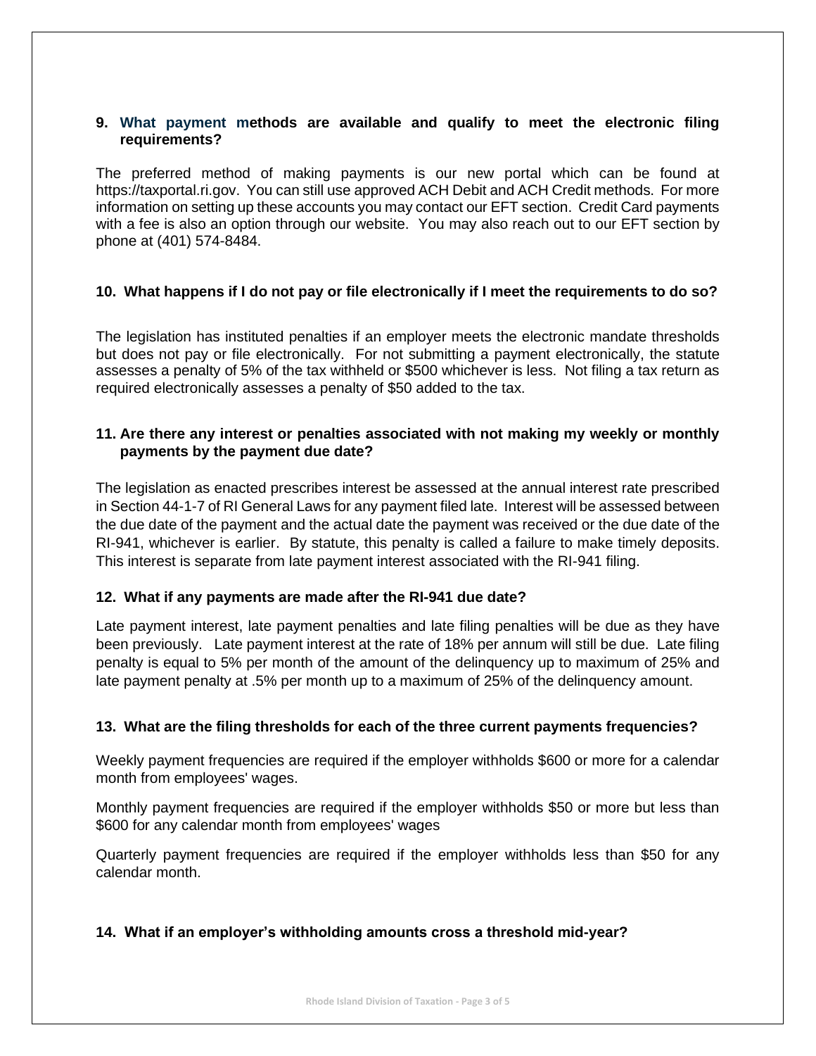### 9. What payment methods are available and qualify to meet the electronic filing requirements?

The preferred method of making payments is our new portal which can be found at https://taxportal.ri.gov. You can still use approved ACH Debit and ACH Credit methods. For more information on setting up these accounts you may contact our EFT section. Credit Card payments with a fee is also an option through our website. You may also reach out to our EFT section by phone at (401) 574-8484.

### 10. What happens if I do not pay or file electronically if I meet the requirements to do so?

The legislation has instituted penalties if an employer meets the electronic mandate thresholds but does not pay or file electronically. For not submitting a payment electronically, the statute assesses a penalty of 5% of the tax withheld or $500 whichever is less. Not filing a tax return as required electronically assesses a penalty of $50 added to the tax.

### 11. Are there any interest or penalties associated with not making my weekly or monthly payments by the payment due date?

The legislation as enacted prescribes interest be assessed at the annual interest rate prescribed in Section 44-1-7 of RI General Laws for any payment filed late. Interest will be assessed between the due date of the payment and the actual date the payment was received or the due date of the RI-941, whichever is earlier. By statute, this penalty is called a failure to make timely deposits. This interest is separate from late payment interest associated with the RI-941 filing.

### 12. What if any payments are made after the RI-941 due date?

Late payment interest, late payment penalties and late filing penalties will be due as they have been previously. Late payment interest at the rate of 18% per annum will still be due. Late filing penalty is equal to 5% per month of the amount of the delinquency up to maximum of 25% and late payment penalty at .5% per month up to a maximum of 25% of the delinquency amount.

### 13. What are the filing thresholds for each of the three current payments frequencies?

Weekly payment frequencies are required if the employer withholds $600 or more for a calendar month from employees' wages.

Monthly payment frequencies are required if the employer withholds $50 or more but less than $600 for any calendar month from employees' wages

Quarterly payment frequencies are required if the employer withholds less than $50 for any calendar month.

### 14. What if an employer's withholding amounts cross a threshold mid-year?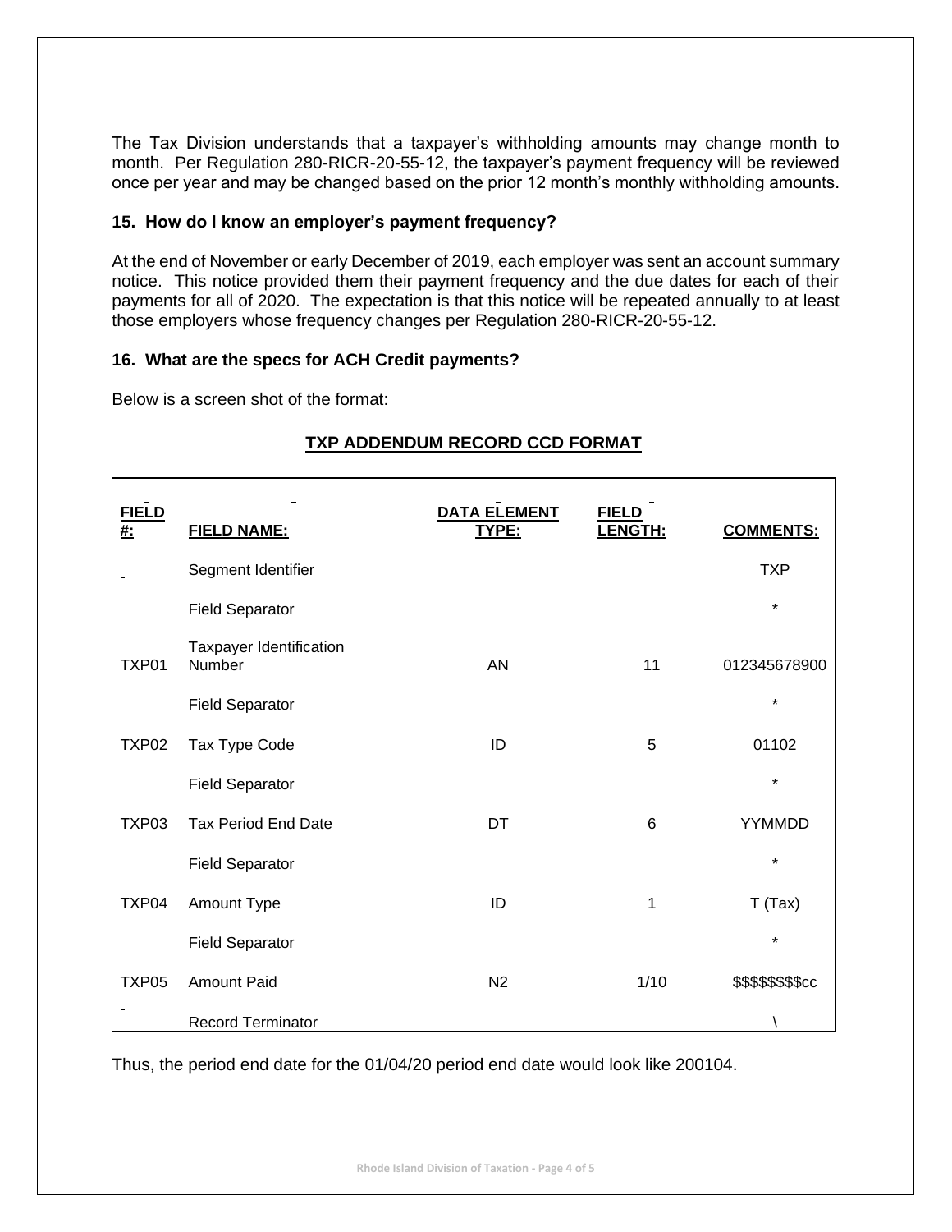The Tax Division understands that a taxpayer's withholding amounts may change month to month. Per Regulation 280-RICR-20-55-12, the taxpayer's payment frequency will be reviewed once per year and may be changed based on the prior 12 month's monthly withholding amounts.

**15. How do I know an employer's payment frequency?**

At the end of November or early December of 2019, each employer was sent an account summary notice. This notice provided them their payment frequency and the due dates for each of their payments for all of 2020. The expectation is that this notice will be repeated annually to at least those employers whose frequency changes per Regulation 280-RICR-20-55-12.

**16. What are the specs for ACH Credit payments?**

Below is a screen shot of the format:

**TXP ADDENDUM RECORD CCD FORMAT**

| FIELD #: | FIELD NAME: | DATA ELEMENT TYPE: | FIELD LENGTH: | COMMENTS: |
|---|---|---|---|---|
| | Segment Identifier | | | TXP |
| | Field Separator | | | * |
| TXP01 | Taxpayer Identification Number | AN | 11 | 012345678900 |
| | Field Separator | | | * |
| TXP02 | Tax Type Code | ID | 5 | 01102 |
| | Field Separator | | | * |
| TXP03 | Tax Period End Date | DT | 6 | YYMMDD |
| | Field Separator | | | * |
| TXP04 | Amount Type | ID | 1 | T (Tax) |
| | Field Separator | | | * |
| TXP05 | Amount Paid | N2 | 1/10 | $$$$$$$$cc |
| | Record Terminator | | | \ |

Thus, the period end date for the 01/04/20 period end date would look like 200104.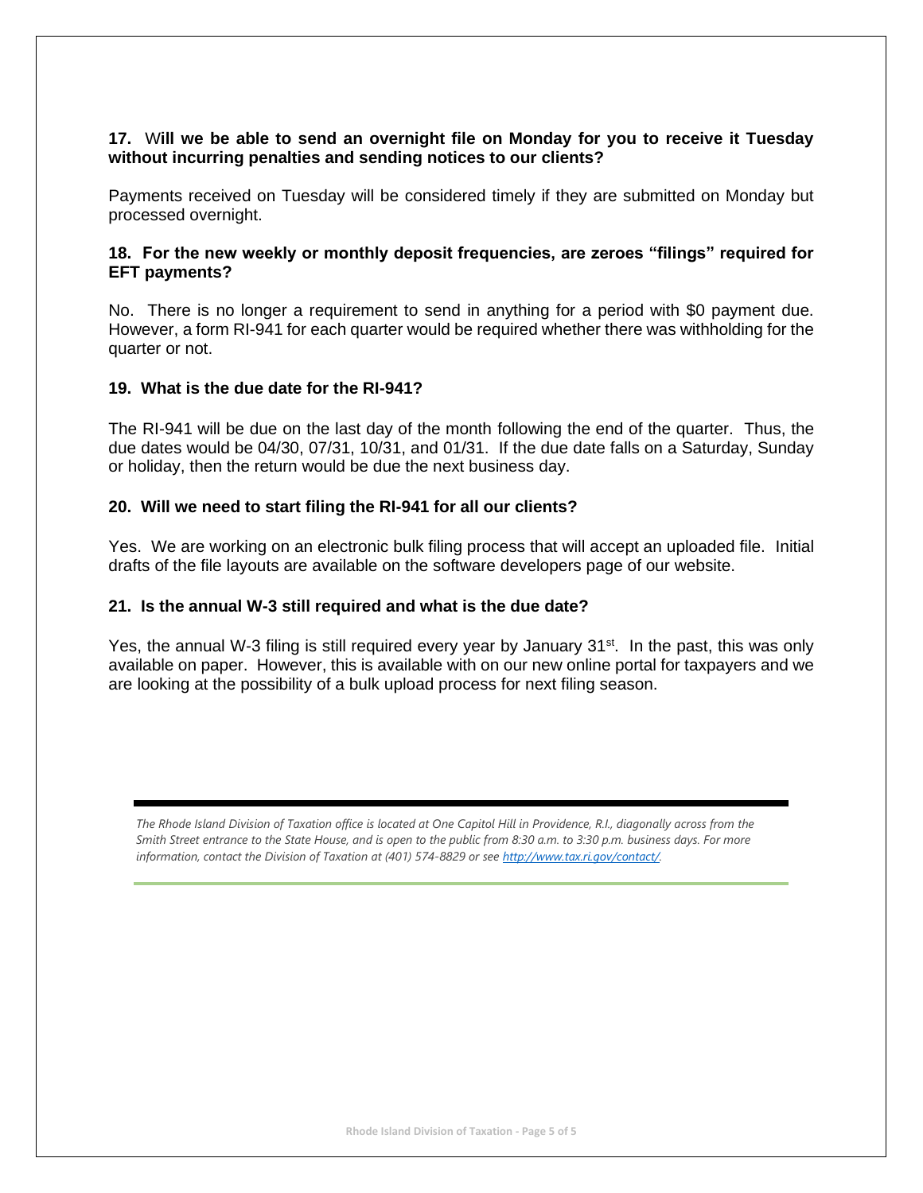**17. Will we be able to send an overnight file on Monday for you to receive it Tuesday without incurring penalties and sending notices to our clients?**

Payments received on Tuesday will be considered timely if they are submitted on Monday but processed overnight.

**18. For the new weekly or monthly deposit frequencies, are zeroes "filings" required for EFT payments?**

No. There is no longer a requirement to send in anything for a period with $0 payment due. However, a form RI-941 for each quarter would be required whether there was withholding for the quarter or not.

**19. What is the due date for the RI-941?**

The RI-941 will be due on the last day of the month following the end of the quarter. Thus, the due dates would be 04/30, 07/31, 10/31, and 01/31. If the due date falls on a Saturday, Sunday or holiday, then the return would be due the next business day.

**20. Will we need to start filing the RI-941 for all our clients?**

Yes. We are working on an electronic bulk filing process that will accept an uploaded file. Initial drafts of the file layouts are available on the software developers page of our website.

**21. Is the annual W-3 still required and what is the due date?**

Yes, the annual W-3 filing is still required every year by January 31st. In the past, this was only available on paper. However, this is available with on our new online portal for taxpayers and we are looking at the possibility of a bulk upload process for next filing season.

---

*The Rhode Island Division of Taxation office is located at One Capitol Hill in Providence, R.I., diagonally across from the Smith Street entrance to the State House, and is open to the public from 8:30 a.m. to 3:30 p.m. business days. For more information, contact the Division of Taxation at (401) 574-8829 or see [http://www.tax.ri.gov/contact/](http://www.tax.ri.gov/contact/).*